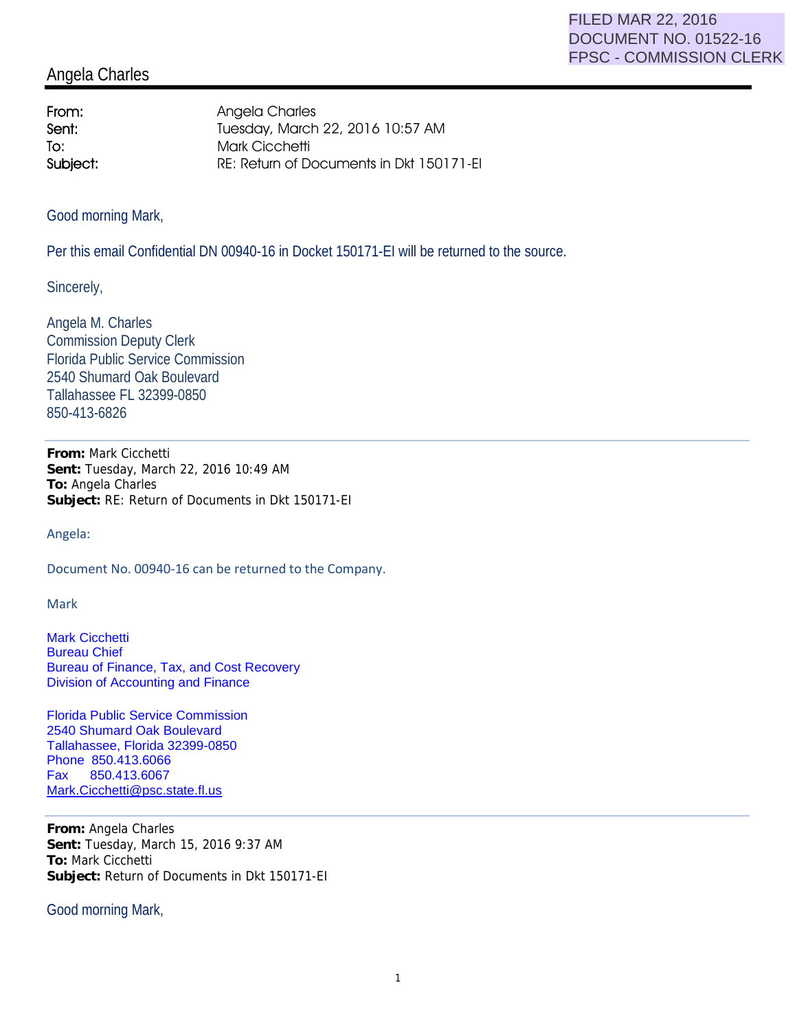FILED MAR 22, 2016
DOCUMENT NO. 01522-16
FPSC - COMMISSION CLERK

# Angela Charles

| | |
|---|---|
| **From:** | Angela Charles |
| **Sent:** | Tuesday, March 22, 2016 10:57 AM |
| **To:** | Mark Cicchetti |
| **Subject:** | RE: Return of Documents in Dkt 150171-EI |

Good morning Mark,

Per this email Confidential DN 00940-16 in Docket 150171-EI will be returned to the source.

Sincerely,

Angela M. Charles
Commission Deputy Clerk
Florida Public Service Commission
2540 Shumard Oak Boulevard
Tallahassee FL 32399-0850
850-413-6826

---

**From:** Mark Cicchetti
**Sent:** Tuesday, March 22, 2016 10:49 AM
**To:** Angela Charles
**Subject:** RE: Return of Documents in Dkt 150171-EI

Angela:

Document No. 00940-16 can be returned to the Company.

Mark

Mark Cicchetti
Bureau Chief
Bureau of Finance, Tax, and Cost Recovery
Division of Accounting and Finance

Florida Public Service Commission
2540 Shumard Oak Boulevard
Tallahassee, Florida 32399-0850
Phone 850.413.6066
Fax 850.413.6067
Mark.Cicchetti@psc.state.fl.us

---

**From:** Angela Charles
**Sent:** Tuesday, March 15, 2016 9:37 AM
**To:** Mark Cicchetti
**Subject:** Return of Documents in Dkt 150171-EI

Good morning Mark,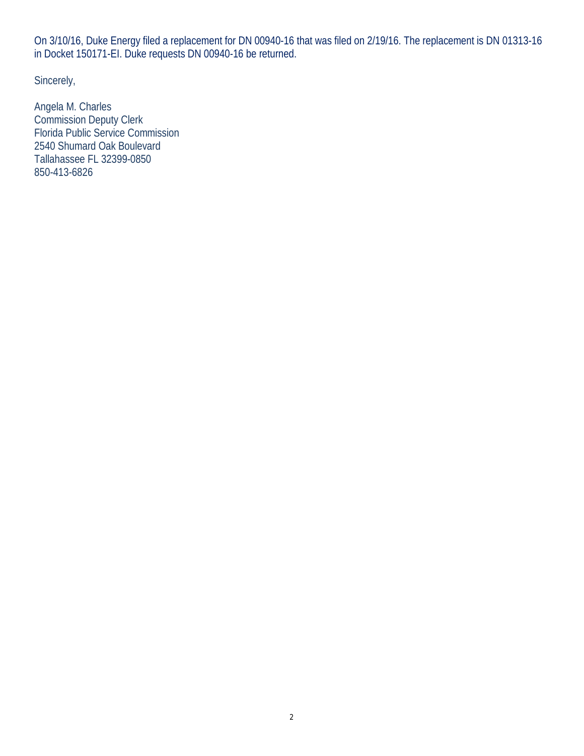On 3/10/16, Duke Energy filed a replacement for DN 00940-16 that was filed on 2/19/16. The replacement is DN 01313-16 in Docket 150171-EI. Duke requests DN 00940-16 be returned.

Sincerely,

Angela M. Charles  
Commission Deputy Clerk  
Florida Public Service Commission  
2540 Shumard Oak Boulevard  
Tallahassee FL 32399-0850  
850-413-6826